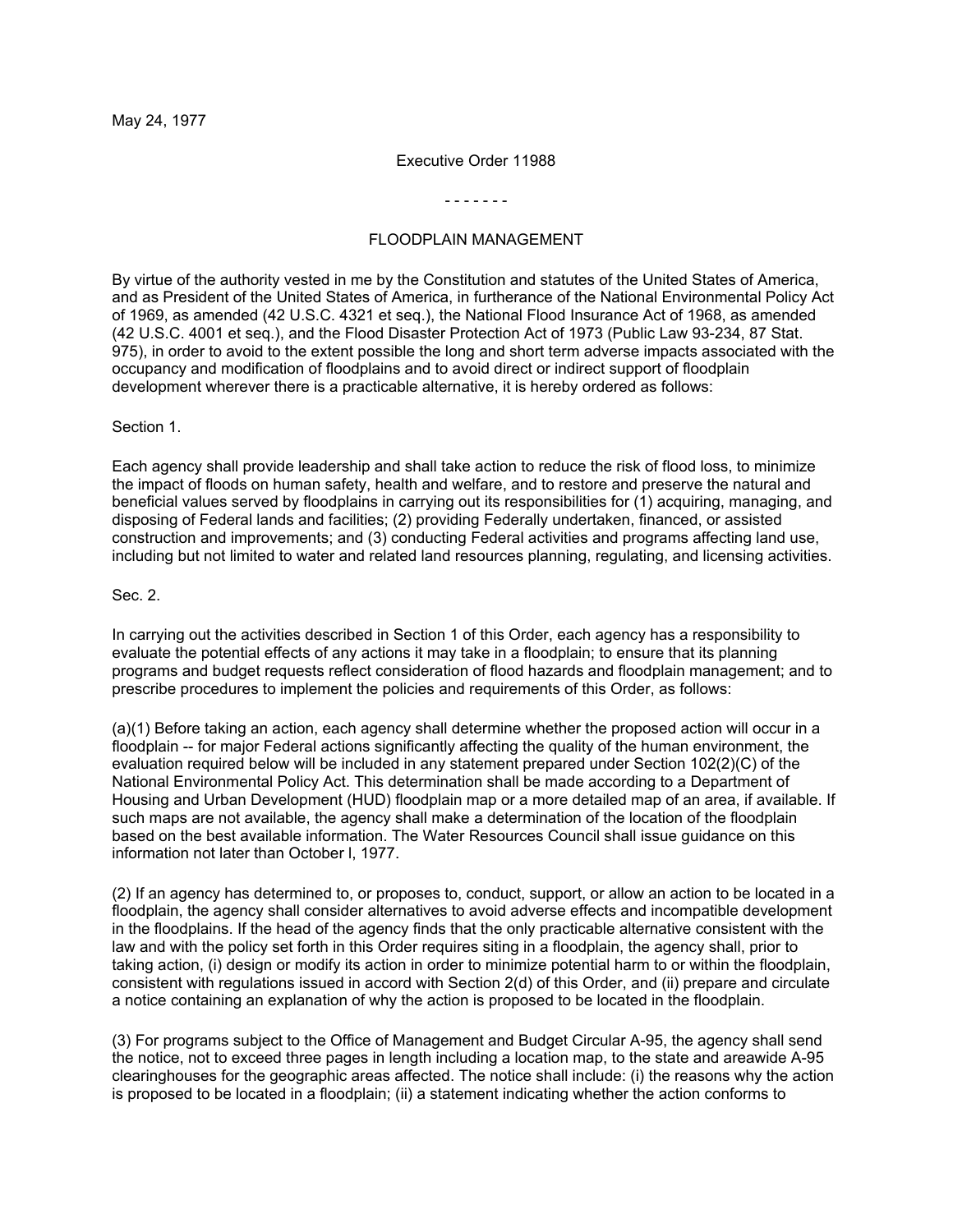May 24, 1977

Executive Order 11988

- - - - - - -

# FLOODPLAIN MANAGEMENT

By virtue of the authority vested in me by the Constitution and statutes of the United States of America, and as President of the United States of America, in furtherance of the National Environmental Policy Act of 1969, as amended (42 U.S.C. 4321 et seq.), the National Flood Insurance Act of 1968, as amended (42 U.S.C. 4001 et seq.), and the Flood Disaster Protection Act of 1973 (Public Law 93-234, 87 Stat. 975), in order to avoid to the extent possible the long and short term adverse impacts associated with the occupancy and modification of floodplains and to avoid direct or indirect support of floodplain development wherever there is a practicable alternative, it is hereby ordered as follows:

## Section 1.

Each agency shall provide leadership and shall take action to reduce the risk of flood loss, to minimize the impact of floods on human safety, health and welfare, and to restore and preserve the natural and beneficial values served by floodplains in carrying out its responsibilities for (1) acquiring, managing, and disposing of Federal lands and facilities; (2) providing Federally undertaken, financed, or assisted construction and improvements; and (3) conducting Federal activities and programs affecting land use, including but not limited to water and related land resources planning, regulating, and licensing activities.

## Sec. 2.

In carrying out the activities described in Section 1 of this Order, each agency has a responsibility to evaluate the potential effects of any actions it may take in a floodplain; to ensure that its planning programs and budget requests reflect consideration of flood hazards and floodplain management; and to prescribe procedures to implement the policies and requirements of this Order, as follows:

(a)(1) Before taking an action, each agency shall determine whether the proposed action will occur in a floodplain -- for major Federal actions significantly affecting the quality of the human environment, the evaluation required below will be included in any statement prepared under Section 102(2)(C) of the National Environmental Policy Act. This determination shall be made according to a Department of Housing and Urban Development (HUD) floodplain map or a more detailed map of an area, if available. If such maps are not available, the agency shall make a determination of the location of the floodplain based on the best available information. The Water Resources Council shall issue guidance on this information not later than October l, 1977.

(2) If an agency has determined to, or proposes to, conduct, support, or allow an action to be located in a floodplain, the agency shall consider alternatives to avoid adverse effects and incompatible development in the floodplains. If the head of the agency finds that the only practicable alternative consistent with the law and with the policy set forth in this Order requires siting in a floodplain, the agency shall, prior to taking action, (i) design or modify its action in order to minimize potential harm to or within the floodplain, consistent with regulations issued in accord with Section 2(d) of this Order, and (ii) prepare and circulate a notice containing an explanation of why the action is proposed to be located in the floodplain.

(3) For programs subject to the Office of Management and Budget Circular A-95, the agency shall send the notice, not to exceed three pages in length including a location map, to the state and areawide A-95 clearinghouses for the geographic areas affected. The notice shall include: (i) the reasons why the action is proposed to be located in a floodplain; (ii) a statement indicating whether the action conforms to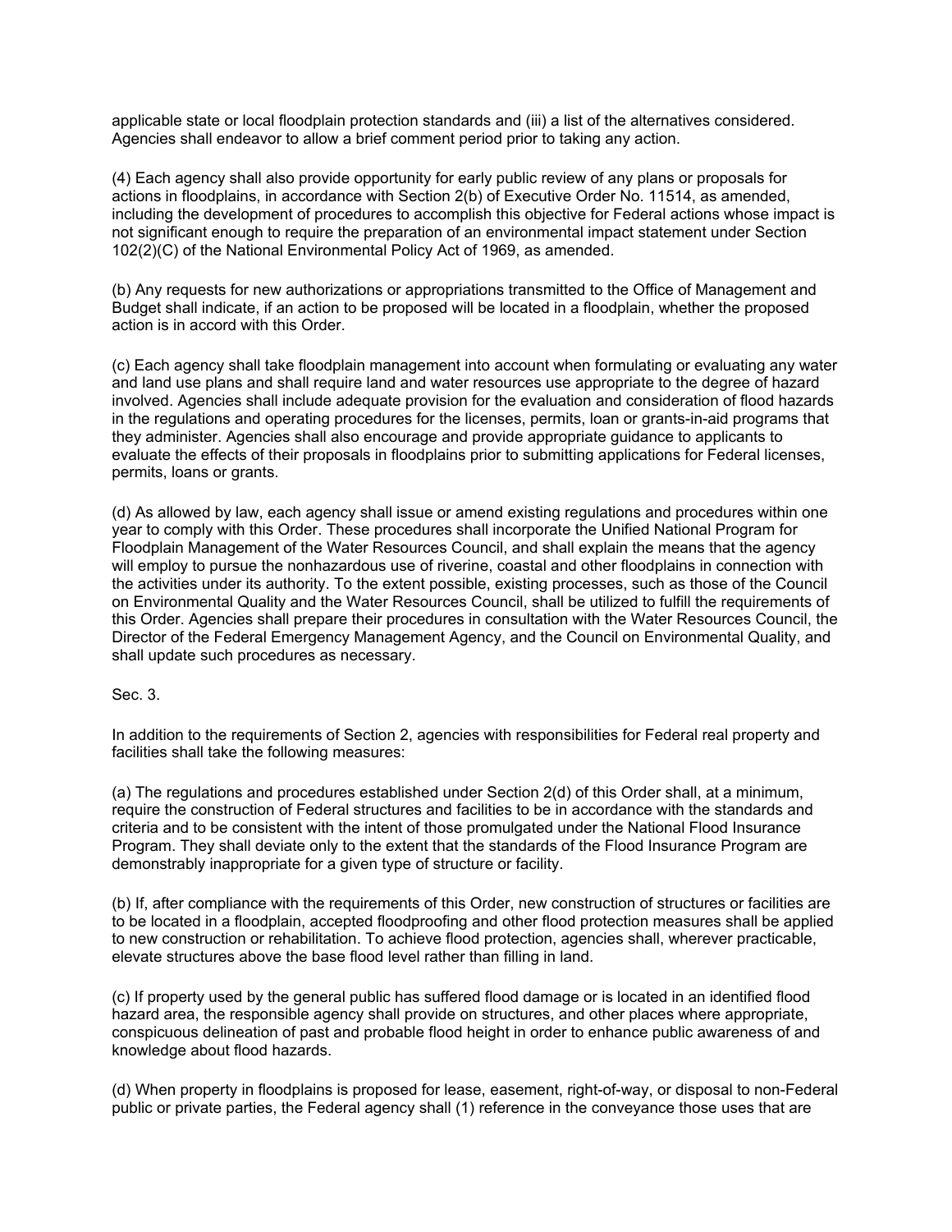applicable state or local floodplain protection standards and (iii) a list of the alternatives considered. Agencies shall endeavor to allow a brief comment period prior to taking any action.

(4) Each agency shall also provide opportunity for early public review of any plans or proposals for actions in floodplains, in accordance with Section 2(b) of Executive Order No. 11514, as amended, including the development of procedures to accomplish this objective for Federal actions whose impact is not significant enough to require the preparation of an environmental impact statement under Section 102(2)(C) of the National Environmental Policy Act of 1969, as amended.

(b) Any requests for new authorizations or appropriations transmitted to the Office of Management and Budget shall indicate, if an action to be proposed will be located in a floodplain, whether the proposed action is in accord with this Order.

(c) Each agency shall take floodplain management into account when formulating or evaluating any water and land use plans and shall require land and water resources use appropriate to the degree of hazard involved. Agencies shall include adequate provision for the evaluation and consideration of flood hazards in the regulations and operating procedures for the licenses, permits, loan or grants-in-aid programs that they administer. Agencies shall also encourage and provide appropriate guidance to applicants to evaluate the effects of their proposals in floodplains prior to submitting applications for Federal licenses, permits, loans or grants.

(d) As allowed by law, each agency shall issue or amend existing regulations and procedures within one year to comply with this Order. These procedures shall incorporate the Unified National Program for Floodplain Management of the Water Resources Council, and shall explain the means that the agency will employ to pursue the nonhazardous use of riverine, coastal and other floodplains in connection with the activities under its authority. To the extent possible, existing processes, such as those of the Council on Environmental Quality and the Water Resources Council, shall be utilized to fulfill the requirements of this Order. Agencies shall prepare their procedures in consultation with the Water Resources Council, the Director of the Federal Emergency Management Agency, and the Council on Environmental Quality, and shall update such procedures as necessary.

Sec. 3.

In addition to the requirements of Section 2, agencies with responsibilities for Federal real property and facilities shall take the following measures:

(a) The regulations and procedures established under Section 2(d) of this Order shall, at a minimum, require the construction of Federal structures and facilities to be in accordance with the standards and criteria and to be consistent with the intent of those promulgated under the National Flood Insurance Program. They shall deviate only to the extent that the standards of the Flood Insurance Program are demonstrably inappropriate for a given type of structure or facility.

(b) If, after compliance with the requirements of this Order, new construction of structures or facilities are to be located in a floodplain, accepted floodproofing and other flood protection measures shall be applied to new construction or rehabilitation. To achieve flood protection, agencies shall, wherever practicable, elevate structures above the base flood level rather than filling in land.

(c) If property used by the general public has suffered flood damage or is located in an identified flood hazard area, the responsible agency shall provide on structures, and other places where appropriate, conspicuous delineation of past and probable flood height in order to enhance public awareness of and knowledge about flood hazards.

(d) When property in floodplains is proposed for lease, easement, right-of-way, or disposal to non-Federal public or private parties, the Federal agency shall (1) reference in the conveyance those uses that are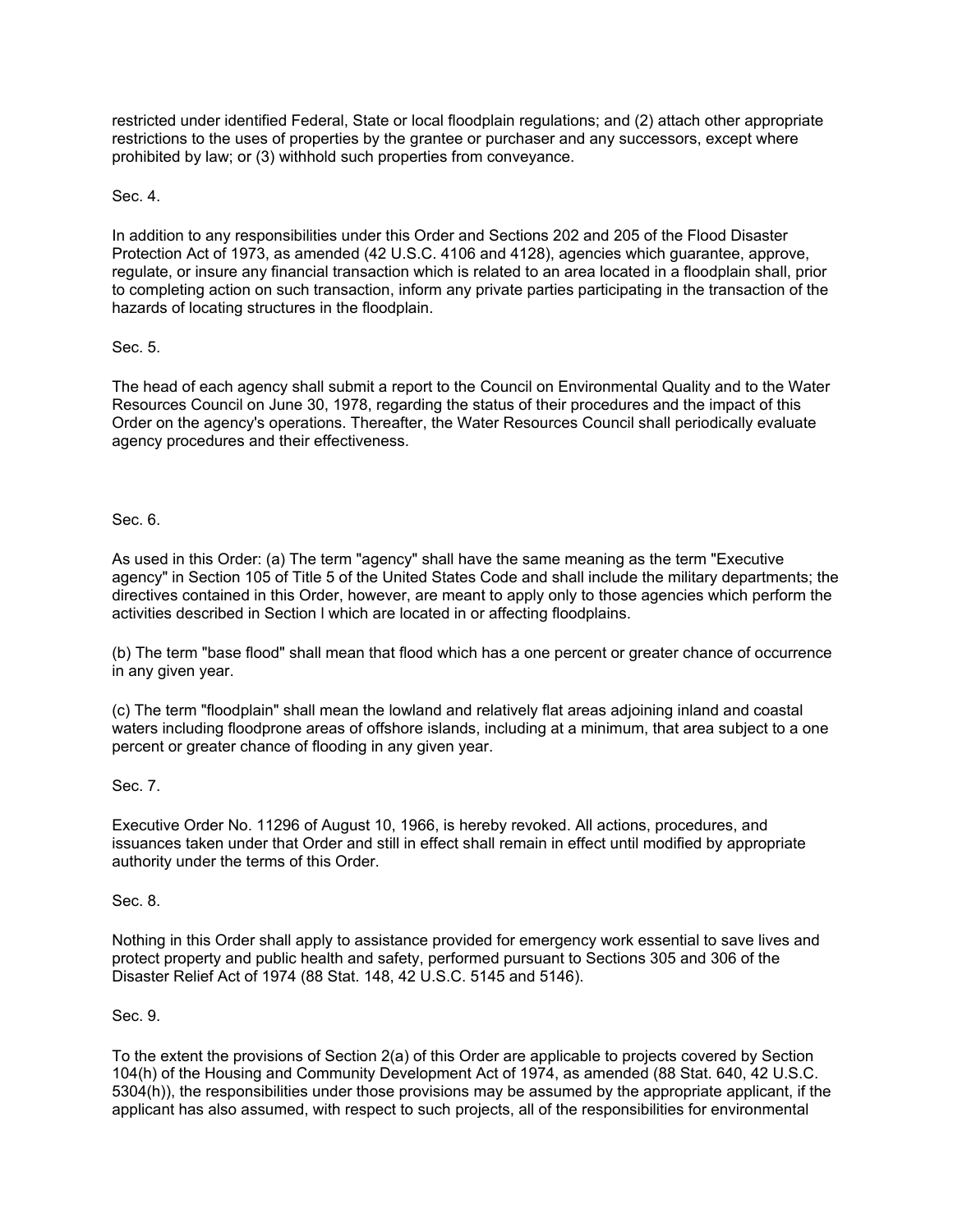restricted under identified Federal, State or local floodplain regulations; and (2) attach other appropriate restrictions to the uses of properties by the grantee or purchaser and any successors, except where prohibited by law; or (3) withhold such properties from conveyance.

Sec. 4.

In addition to any responsibilities under this Order and Sections 202 and 205 of the Flood Disaster Protection Act of 1973, as amended (42 U.S.C. 4106 and 4128), agencies which guarantee, approve, regulate, or insure any financial transaction which is related to an area located in a floodplain shall, prior to completing action on such transaction, inform any private parties participating in the transaction of the hazards of locating structures in the floodplain.

Sec. 5.

The head of each agency shall submit a report to the Council on Environmental Quality and to the Water Resources Council on June 30, 1978, regarding the status of their procedures and the impact of this Order on the agency's operations. Thereafter, the Water Resources Council shall periodically evaluate agency procedures and their effectiveness.

Sec. 6.

As used in this Order: (a) The term "agency" shall have the same meaning as the term "Executive agency" in Section 105 of Title 5 of the United States Code and shall include the military departments; the directives contained in this Order, however, are meant to apply only to those agencies which perform the activities described in Section l which are located in or affecting floodplains.

(b) The term "base flood" shall mean that flood which has a one percent or greater chance of occurrence in any given year.

(c) The term "floodplain" shall mean the lowland and relatively flat areas adjoining inland and coastal waters including floodprone areas of offshore islands, including at a minimum, that area subject to a one percent or greater chance of flooding in any given year.

Sec. 7.

Executive Order No. 11296 of August 10, 1966, is hereby revoked. All actions, procedures, and issuances taken under that Order and still in effect shall remain in effect until modified by appropriate authority under the terms of this Order.

Sec. 8.

Nothing in this Order shall apply to assistance provided for emergency work essential to save lives and protect property and public health and safety, performed pursuant to Sections 305 and 306 of the Disaster Relief Act of 1974 (88 Stat. 148, 42 U.S.C. 5145 and 5146).

Sec. 9.

To the extent the provisions of Section 2(a) of this Order are applicable to projects covered by Section 104(h) of the Housing and Community Development Act of 1974, as amended (88 Stat. 640, 42 U.S.C. 5304(h)), the responsibilities under those provisions may be assumed by the appropriate applicant, if the applicant has also assumed, with respect to such projects, all of the responsibilities for environmental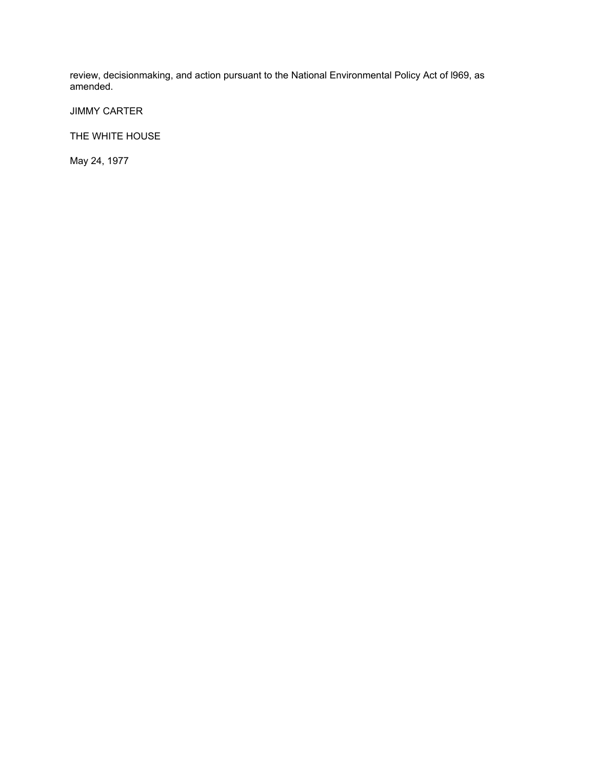review, decisionmaking, and action pursuant to the National Environmental Policy Act of l969, as amended.

JIMMY CARTER

THE WHITE HOUSE

May 24, 1977